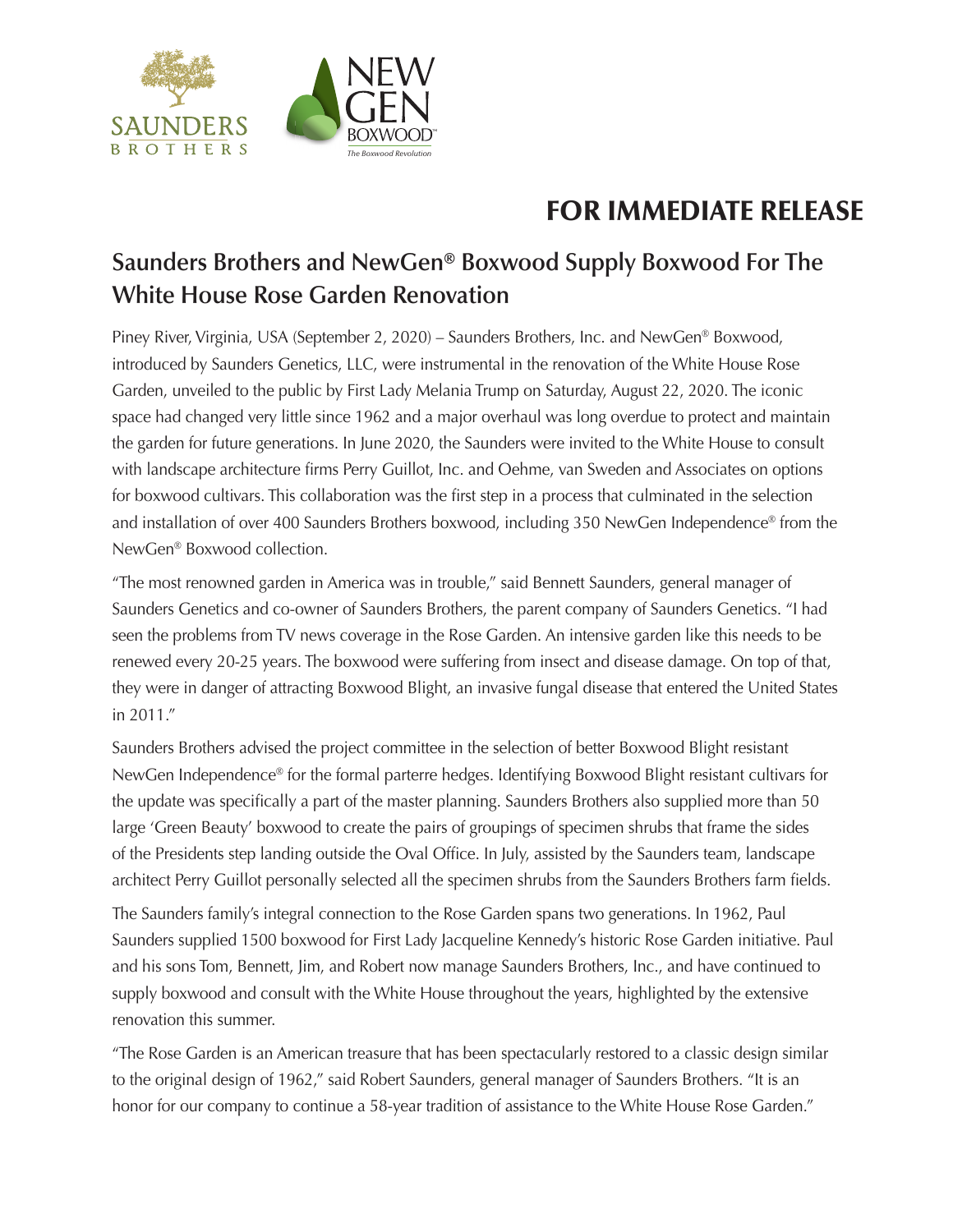SAUNDERS BROTHERS

NEW GEN BOXWOOD™ *The Boxwood Revolution*

## FOR IMMEDIATE RELEASE

# Saunders Brothers and NewGen® Boxwood Supply Boxwood For The White House Rose Garden Renovation

Piney River, Virginia, USA (September 2, 2020) – Saunders Brothers, Inc. and NewGen® Boxwood, introduced by Saunders Genetics, LLC, were instrumental in the renovation of the White House Rose Garden, unveiled to the public by First Lady Melania Trump on Saturday, August 22, 2020. The iconic space had changed very little since 1962 and a major overhaul was long overdue to protect and maintain the garden for future generations. In June 2020, the Saunders were invited to the White House to consult with landscape architecture firms Perry Guillot, Inc. and Oehme, van Sweden and Associates on options for boxwood cultivars. This collaboration was the first step in a process that culminated in the selection and installation of over 400 Saunders Brothers boxwood, including 350 NewGen Independence® from the NewGen® Boxwood collection.

"The most renowned garden in America was in trouble," said Bennett Saunders, general manager of Saunders Genetics and co-owner of Saunders Brothers, the parent company of Saunders Genetics. "I had seen the problems from TV news coverage in the Rose Garden. An intensive garden like this needs to be renewed every 20-25 years. The boxwood were suffering from insect and disease damage. On top of that, they were in danger of attracting Boxwood Blight, an invasive fungal disease that entered the United States in 2011."

Saunders Brothers advised the project committee in the selection of better Boxwood Blight resistant NewGen Independence® for the formal parterre hedges. Identifying Boxwood Blight resistant cultivars for the update was specifically a part of the master planning. Saunders Brothers also supplied more than 50 large 'Green Beauty' boxwood to create the pairs of groupings of specimen shrubs that frame the sides of the Presidents step landing outside the Oval Office. In July, assisted by the Saunders team, landscape architect Perry Guillot personally selected all the specimen shrubs from the Saunders Brothers farm fields.

The Saunders family's integral connection to the Rose Garden spans two generations. In 1962, Paul Saunders supplied 1500 boxwood for First Lady Jacqueline Kennedy's historic Rose Garden initiative. Paul and his sons Tom, Bennett, Jim, and Robert now manage Saunders Brothers, Inc., and have continued to supply boxwood and consult with the White House throughout the years, highlighted by the extensive renovation this summer.

"The Rose Garden is an American treasure that has been spectacularly restored to a classic design similar to the original design of 1962," said Robert Saunders, general manager of Saunders Brothers. "It is an honor for our company to continue a 58-year tradition of assistance to the White House Rose Garden."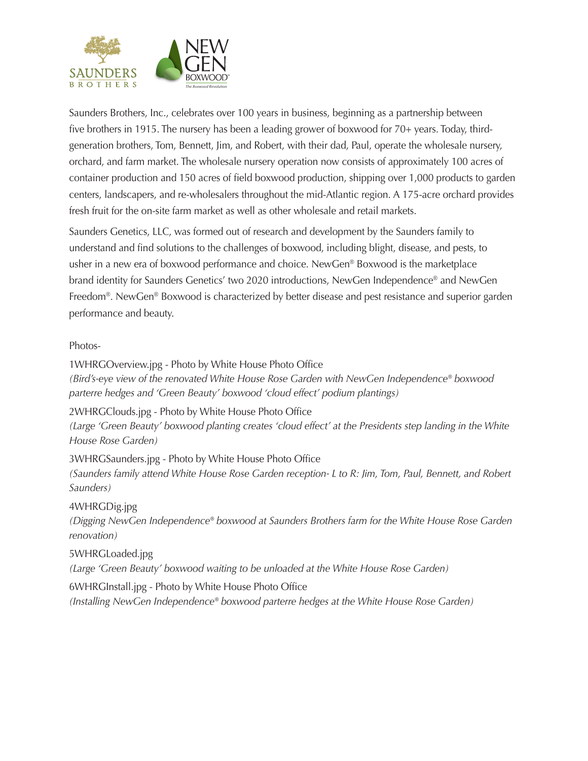Saunders Brothers, Inc., celebrates over 100 years in business, beginning as a partnership between five brothers in 1915. The nursery has been a leading grower of boxwood for 70+ years. Today, third-generation brothers, Tom, Bennett, Jim, and Robert, with their dad, Paul, operate the wholesale nursery, orchard, and farm market. The wholesale nursery operation now consists of approximately 100 acres of container production and 150 acres of field boxwood production, shipping over 1,000 products to garden centers, landscapers, and re-wholesalers throughout the mid-Atlantic region. A 175-acre orchard provides fresh fruit for the on-site farm market as well as other wholesale and retail markets.

Saunders Genetics, LLC, was formed out of research and development by the Saunders family to understand and find solutions to the challenges of boxwood, including blight, disease, and pests, to usher in a new era of boxwood performance and choice. NewGen® Boxwood is the marketplace brand identity for Saunders Genetics' two 2020 introductions, NewGen Independence® and NewGen Freedom®. NewGen® Boxwood is characterized by better disease and pest resistance and superior garden performance and beauty.

Photos-

1WHRGOverview.jpg - Photo by White House Photo Office
*(Bird's-eye view of the renovated White House Rose Garden with NewGen Independence® boxwood parterre hedges and 'Green Beauty' boxwood 'cloud effect' podium plantings)*

2WHRGClouds.jpg - Photo by White House Photo Office
*(Large 'Green Beauty' boxwood planting creates 'cloud effect' at the Presidents step landing in the White House Rose Garden)*

3WHRGSaunders.jpg - Photo by White House Photo Office
*(Saunders family attend White House Rose Garden reception- L to R: Jim, Tom, Paul, Bennett, and Robert Saunders)*

4WHRGDig.jpg
*(Digging NewGen Independence® boxwood at Saunders Brothers farm for the White House Rose Garden renovation)*

5WHRGLoaded.jpg
*(Large 'Green Beauty' boxwood waiting to be unloaded at the White House Rose Garden)*

6WHRGInstall.jpg - Photo by White House Photo Office
*(Installing NewGen Independence® boxwood parterre hedges at the White House Rose Garden)*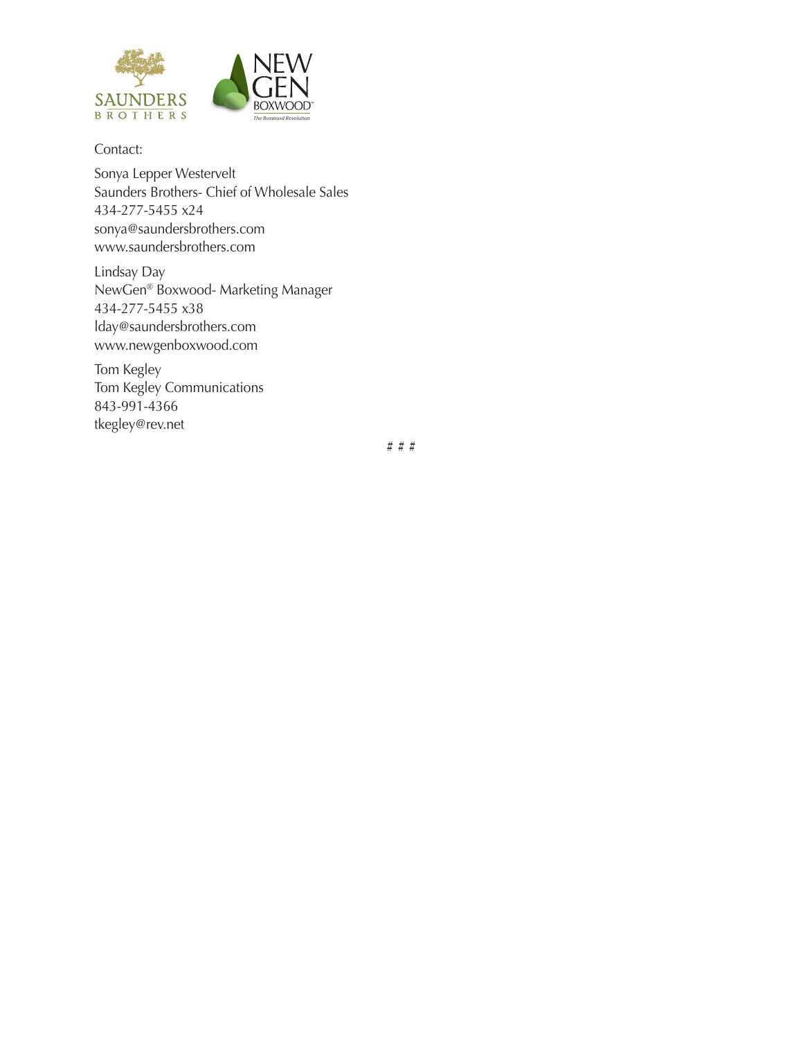Contact:

Sonya Lepper Westervelt
Saunders Brothers- Chief of Wholesale Sales
434-277-5455 x24
sonya@saundersbrothers.com
www.saundersbrothers.com

Lindsay Day
NewGen® Boxwood- Marketing Manager
434-277-5455 x38
lday@saundersbrothers.com
www.newgenboxwood.com

Tom Kegley
Tom Kegley Communications
843-991-4366
tkegley@rev.net

# # #